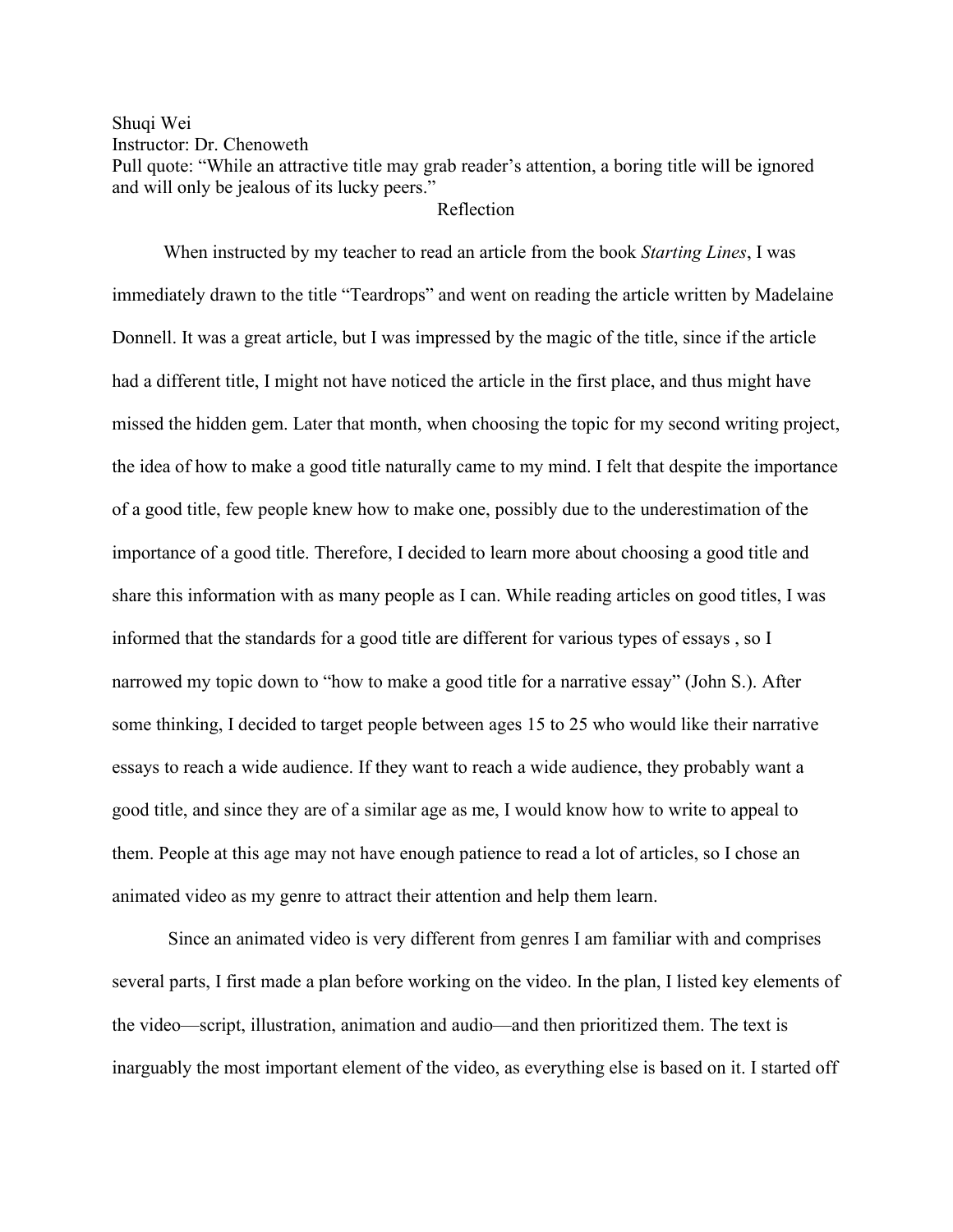Shuqi Wei
Instructor: Dr. Chenoweth
Pull quote: "While an attractive title may grab reader's attention, a boring title will be ignored and will only be jealous of its lucky peers."

# Reflection

When instructed by my teacher to read an article from the book *Starting Lines*, I was immediately drawn to the title "Teardrops" and went on reading the article written by Madelaine Donnell. It was a great article, but I was impressed by the magic of the title, since if the article had a different title, I might not have noticed the article in the first place, and thus might have missed the hidden gem. Later that month, when choosing the topic for my second writing project, the idea of how to make a good title naturally came to my mind. I felt that despite the importance of a good title, few people knew how to make one, possibly due to the underestimation of the importance of a good title. Therefore, I decided to learn more about choosing a good title and share this information with as many people as I can. While reading articles on good titles, I was informed that the standards for a good title are different for various types of essays , so I narrowed my topic down to "how to make a good title for a narrative essay" (John S.). After some thinking, I decided to target people between ages 15 to 25 who would like their narrative essays to reach a wide audience. If they want to reach a wide audience, they probably want a good title, and since they are of a similar age as me, I would know how to write to appeal to them. People at this age may not have enough patience to read a lot of articles, so I chose an animated video as my genre to attract their attention and help them learn.

Since an animated video is very different from genres I am familiar with and comprises several parts, I first made a plan before working on the video. In the plan, I listed key elements of the video—script, illustration, animation and audio—and then prioritized them. The text is inarguably the most important element of the video, as everything else is based on it. I started off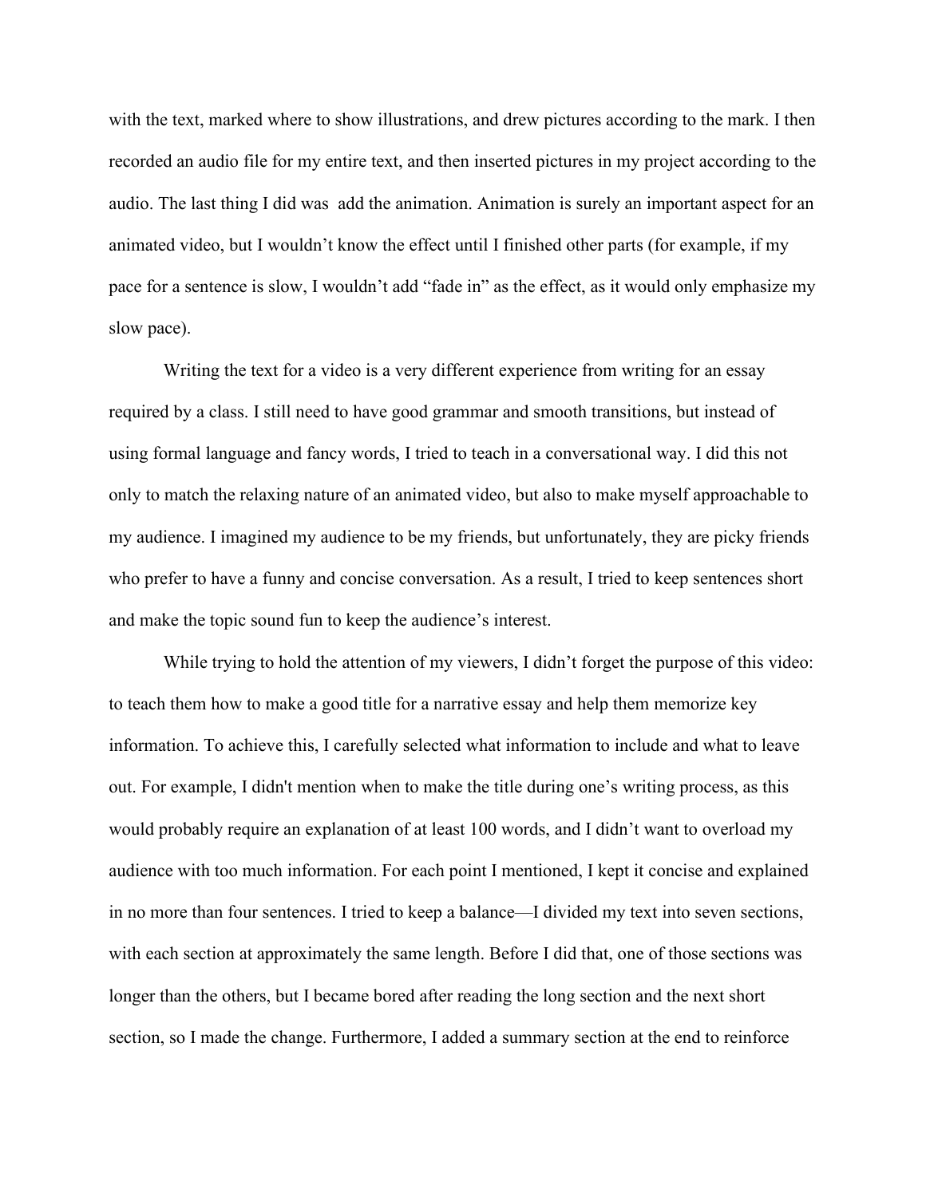with the text, marked where to show illustrations, and drew pictures according to the mark. I then recorded an audio file for my entire text, and then inserted pictures in my project according to the audio. The last thing I did was add the animation. Animation is surely an important aspect for an animated video, but I wouldn't know the effect until I finished other parts (for example, if my pace for a sentence is slow, I wouldn't add "fade in" as the effect, as it would only emphasize my slow pace).

Writing the text for a video is a very different experience from writing for an essay required by a class. I still need to have good grammar and smooth transitions, but instead of using formal language and fancy words, I tried to teach in a conversational way. I did this not only to match the relaxing nature of an animated video, but also to make myself approachable to my audience. I imagined my audience to be my friends, but unfortunately, they are picky friends who prefer to have a funny and concise conversation. As a result, I tried to keep sentences short and make the topic sound fun to keep the audience's interest.

While trying to hold the attention of my viewers, I didn't forget the purpose of this video: to teach them how to make a good title for a narrative essay and help them memorize key information. To achieve this, I carefully selected what information to include and what to leave out. For example, I didn't mention when to make the title during one's writing process, as this would probably require an explanation of at least 100 words, and I didn't want to overload my audience with too much information. For each point I mentioned, I kept it concise and explained in no more than four sentences. I tried to keep a balance—I divided my text into seven sections, with each section at approximately the same length. Before I did that, one of those sections was longer than the others, but I became bored after reading the long section and the next short section, so I made the change. Furthermore, I added a summary section at the end to reinforce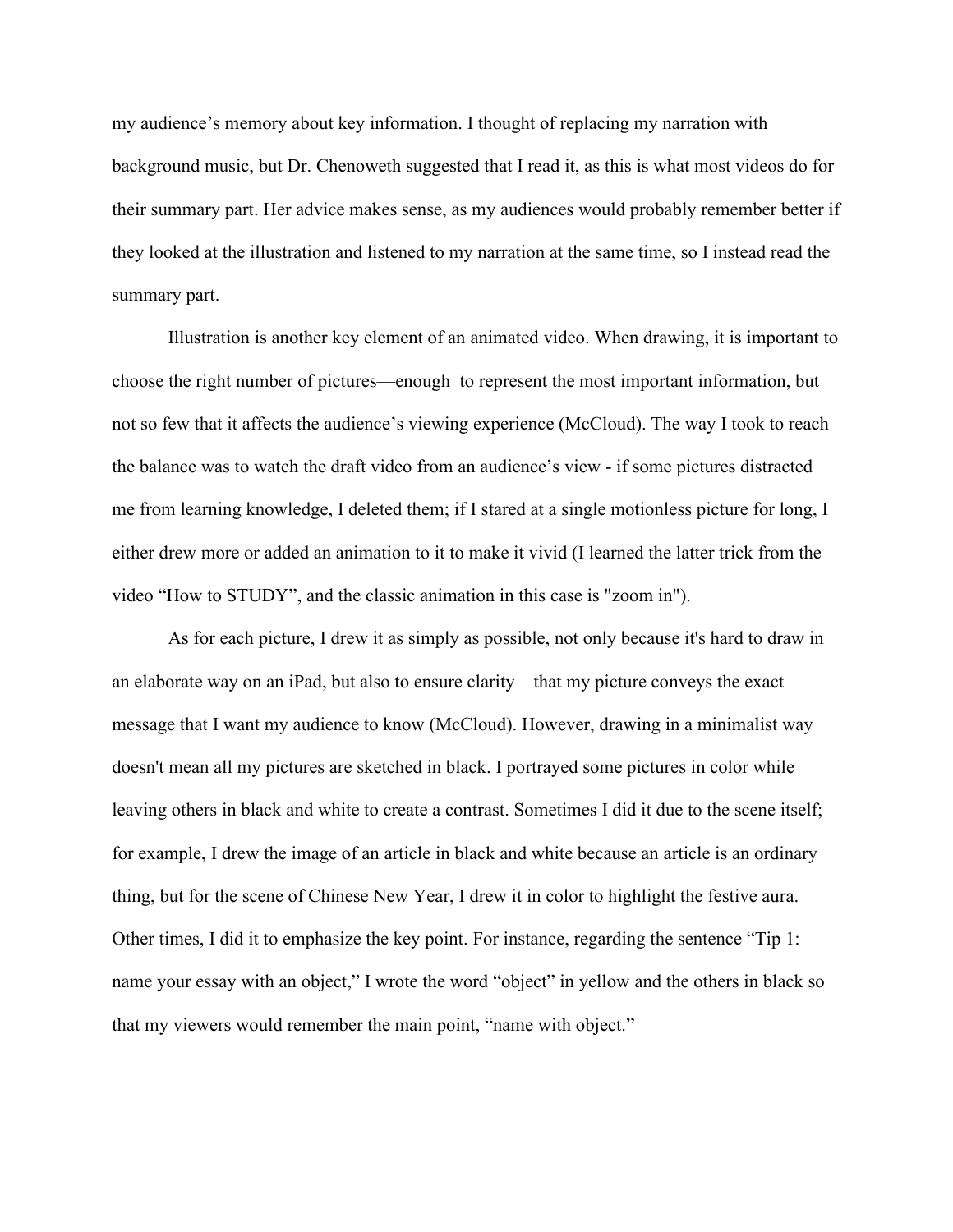my audience's memory about key information. I thought of replacing my narration with background music, but Dr. Chenoweth suggested that I read it, as this is what most videos do for their summary part. Her advice makes sense, as my audiences would probably remember better if they looked at the illustration and listened to my narration at the same time, so I instead read the summary part.

Illustration is another key element of an animated video. When drawing, it is important to choose the right number of pictures—enough to represent the most important information, but not so few that it affects the audience's viewing experience (McCloud). The way I took to reach the balance was to watch the draft video from an audience's view - if some pictures distracted me from learning knowledge, I deleted them; if I stared at a single motionless picture for long, I either drew more or added an animation to it to make it vivid (I learned the latter trick from the video "How to STUDY", and the classic animation in this case is "zoom in").

As for each picture, I drew it as simply as possible, not only because it's hard to draw in an elaborate way on an iPad, but also to ensure clarity—that my picture conveys the exact message that I want my audience to know (McCloud). However, drawing in a minimalist way doesn't mean all my pictures are sketched in black. I portrayed some pictures in color while leaving others in black and white to create a contrast. Sometimes I did it due to the scene itself; for example, I drew the image of an article in black and white because an article is an ordinary thing, but for the scene of Chinese New Year, I drew it in color to highlight the festive aura. Other times, I did it to emphasize the key point. For instance, regarding the sentence "Tip 1: name your essay with an object," I wrote the word "object" in yellow and the others in black so that my viewers would remember the main point, "name with object."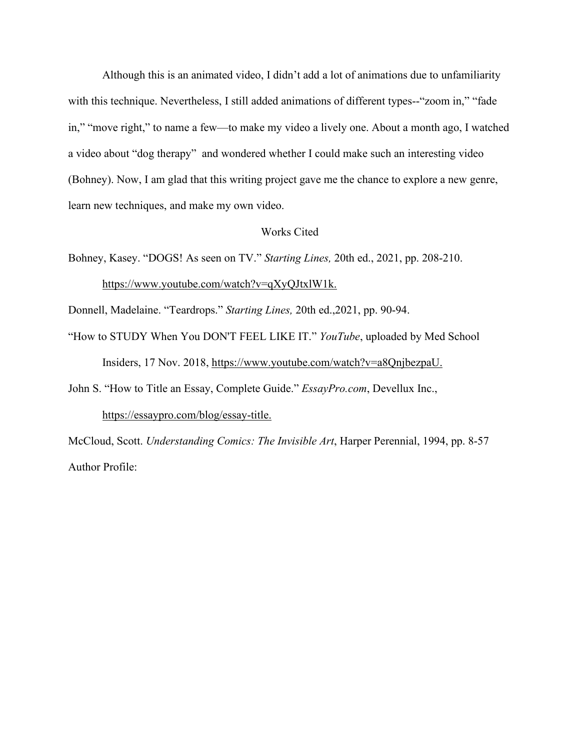Although this is an animated video, I didn't add a lot of animations due to unfamiliarity with this technique. Nevertheless, I still added animations of different types--"zoom in," "fade in," "move right," to name a few—to make my video a lively one. About a month ago, I watched a video about "dog therapy" and wondered whether I could make such an interesting video (Bohney). Now, I am glad that this writing project gave me the chance to explore a new genre, learn new techniques, and make my own video.

## Works Cited

Bohney, Kasey. "DOGS! As seen on TV." *Starting Lines,* 20th ed., 2021, pp. 208-210. https://www.youtube.com/watch?v=qXyQJtxlW1k.

Donnell, Madelaine. "Teardrops." *Starting Lines,* 20th ed.,2021, pp. 90-94.

"How to STUDY When You DON'T FEEL LIKE IT." *YouTube*, uploaded by Med School Insiders, 17 Nov. 2018, https://www.youtube.com/watch?v=a8QnjbezpaU.

John S. "How to Title an Essay, Complete Guide." *EssayPro.com*, Devellux Inc., https://essaypro.com/blog/essay-title.

McCloud, Scott. *Understanding Comics: The Invisible Art*, Harper Perennial, 1994, pp. 8-57

Author Profile: